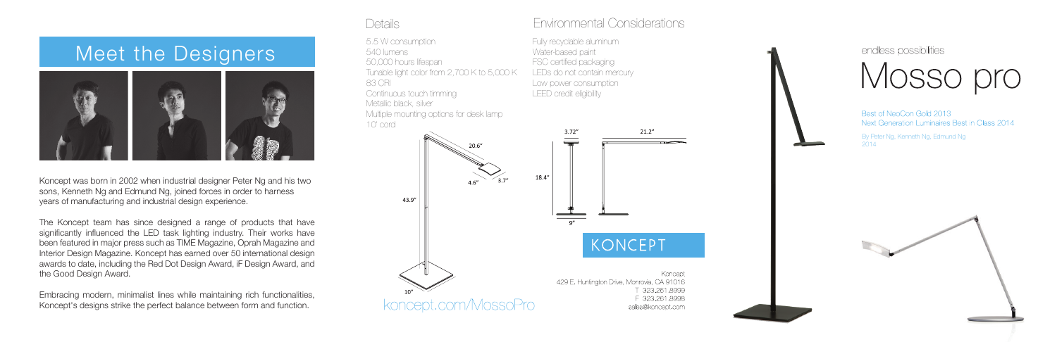# Meet the Designers

Koncept was born in 2002 when industrial designer Peter Ng and his two sons, Kenneth Ng and Edmund Ng, joined forces in order to harness years of manufacturing and industrial design experience.

The Koncept team has since designed a range of products that have significantly influenced the LED task lighting industry. Their works have been featured in major press such as TIME Magazine, Oprah Magazine and Interior Design Magazine. Koncept has earned over 50 international design awards to date, including the Red Dot Design Award, iF Design Award, and the Good Design Award.

Embracing modern, minimalist lines while maintaining rich functionalities, Koncept's designs strike the perfect balance between form and function.

## Details

5.5 W consumption
540 lumens
50,000 hours lifespan
Tunable light color from 2,700 K to 5,000 K
83 CRI
Continuous touch timming
Metallic black, silver
Multiple mounting options for desk lamp
10' cord

20.6"
4.6"
3.7"
43.9"
10"

koncept.com/MossoPro

## Environmental Considerations

Fully recyclable aluminum
Water-based paint
FSC certified packaging
LEDs do not contain mercury
Low power consumption
LEED credit eligibility

3.72"
21.2"
18.4"
9"

KONCEPT

Koncept
429 E. Huntington Drive, Monrovia, CA 91016
T 323.261.8999
F 323.261.8998
sales@koncept.com

endless possibilities

# Mosso pro

Best of NeoCon Gold 2013
Next Generation Luminaires Best in Class 2014

By Peter Ng, Kenneth Ng, Edmund Ng
2014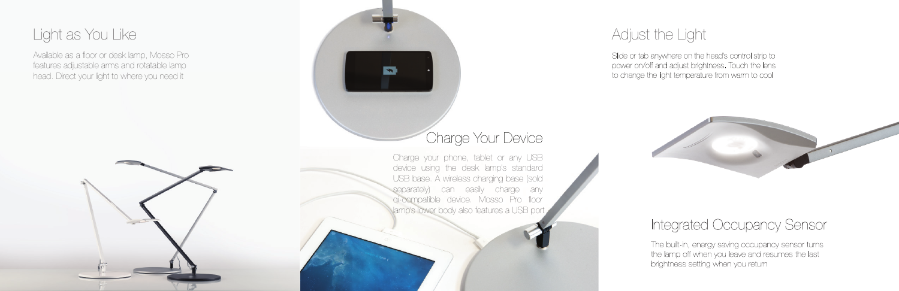## Light as You Like

Available as a floor or desk lamp, Mosso Pro features adjustable arms and rotatable lamp head. Direct your light to where you need it

## Charge Your Device

Charge your phone, tablet or any USB device using the desk lamp's standard USB base. A wireless charging base (sold separately) can easily charge any qi-compatible device. Mosso Pro floor lamp's lower body also features a USB port

## Adjust the Light

Slide or tab anywhere on the head's control strip to power on/off and adjust brightness. Touch the lens to change the light temperature from warm to cool

## Integrated Occupancy Sensor

The built-in, energy saving occupancy sensor turns the lamp off when you leave and resumes the last brightness setting when you return